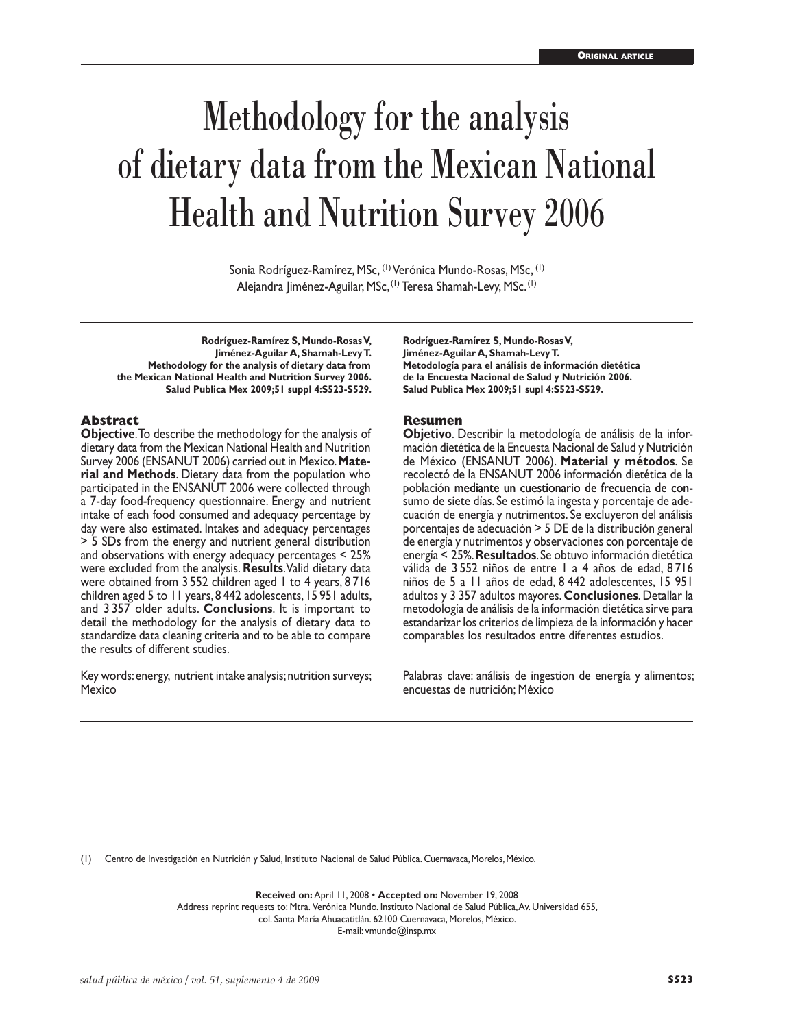**Original article**

# Methodology for the analysis of dietary data from the Mexican National Health and Nutrition Survey 2006

Sonia Rodríguez-Ramírez, MSc,[1] Verónica Mundo-Rosas, MSc,[1] Alejandra Jiménez-Aguilar, MSc,[1] Teresa Shamah-Levy, MSc.[1]

**Rodríguez-Ramírez S, Mundo-Rosas V, Jiménez-Aguilar A, Shamah-Levy T. Methodology for the analysis of dietary data from the Mexican National Health and Nutrition Survey 2006. Salud Publica Mex 2009;51 suppl 4:S523-S529.**

## Abstract

**Objective**. To describe the methodology for the analysis of dietary data from the Mexican National Health and Nutrition Survey 2006 (ENSANUT 2006) carried out in Mexico. **Material and Methods**. Dietary data from the population who participated in the ENSANUT 2006 were collected through a 7-day food-frequency questionnaire. Energy and nutrient intake of each food consumed and adequacy percentage by day were also estimated. Intakes and adequacy percentages > 5 SDs from the energy and nutrient general distribution and observations with energy adequacy percentages < 25% were excluded from the analysis. **Results**. Valid dietary data were obtained from 3 552 children aged 1 to 4 years, 8 716 children aged 5 to 11 years, 8 442 adolescents, 15 951 adults, and 3 357 older adults. **Conclusions**. It is important to detail the methodology for the analysis of dietary data to standardize data cleaning criteria and to be able to compare the results of different studies.

Key words: energy, nutrient intake analysis; nutrition surveys; Mexico

**Rodríguez-Ramírez S, Mundo-Rosas V, Jiménez-Aguilar A, Shamah-Levy T. Metodología para el análisis de información dietética de la Encuesta Nacional de Salud y Nutrición 2006. Salud Publica Mex 2009;51 supl 4:S523-S529.**

## Resumen

**Objetivo**. Describir la metodología de análisis de la información dietética de la Encuesta Nacional de Salud y Nutrición de México (ENSANUT 2006). **Material y métodos**. Se recolectó de la ENSANUT 2006 información dietética de la población mediante un cuestionario de frecuencia de consumo de siete días. Se estimó la ingesta y porcentaje de adecuación de energía y nutrimentos. Se excluyeron del análisis porcentajes de adecuación > 5 DE de la distribución general de energía y nutrimentos y observaciones con porcentaje de energía < 25%. **Resultados**. Se obtuvo información dietética válida de 3 552 niños de entre 1 a 4 años de edad, 8 716 niños de 5 a 11 años de edad, 8 442 adolescentes, 15 951 adultos y 3 357 adultos mayores. **Conclusiones**. Detallar la metodología de análisis de la información dietética sirve para estandarizar los criterios de limpieza de la información y hacer comparables los resultados entre diferentes estudios.

Palabras clave: análisis de ingestion de energía y alimentos; encuestas de nutrición; México

(1) Centro de Investigación en Nutrición y Salud, Instituto Nacional de Salud Pública. Cuernavaca, Morelos, México.

**Received on:** April 11, 2008 • **Accepted on:** November 19, 2008
Address reprint requests to: Mtra. Verónica Mundo. Instituto Nacional de Salud Pública, Av. Universidad 655, col. Santa María Ahuacatitlán. 62100 Cuernavaca, Morelos, México.
E-mail: vmundo@insp.mx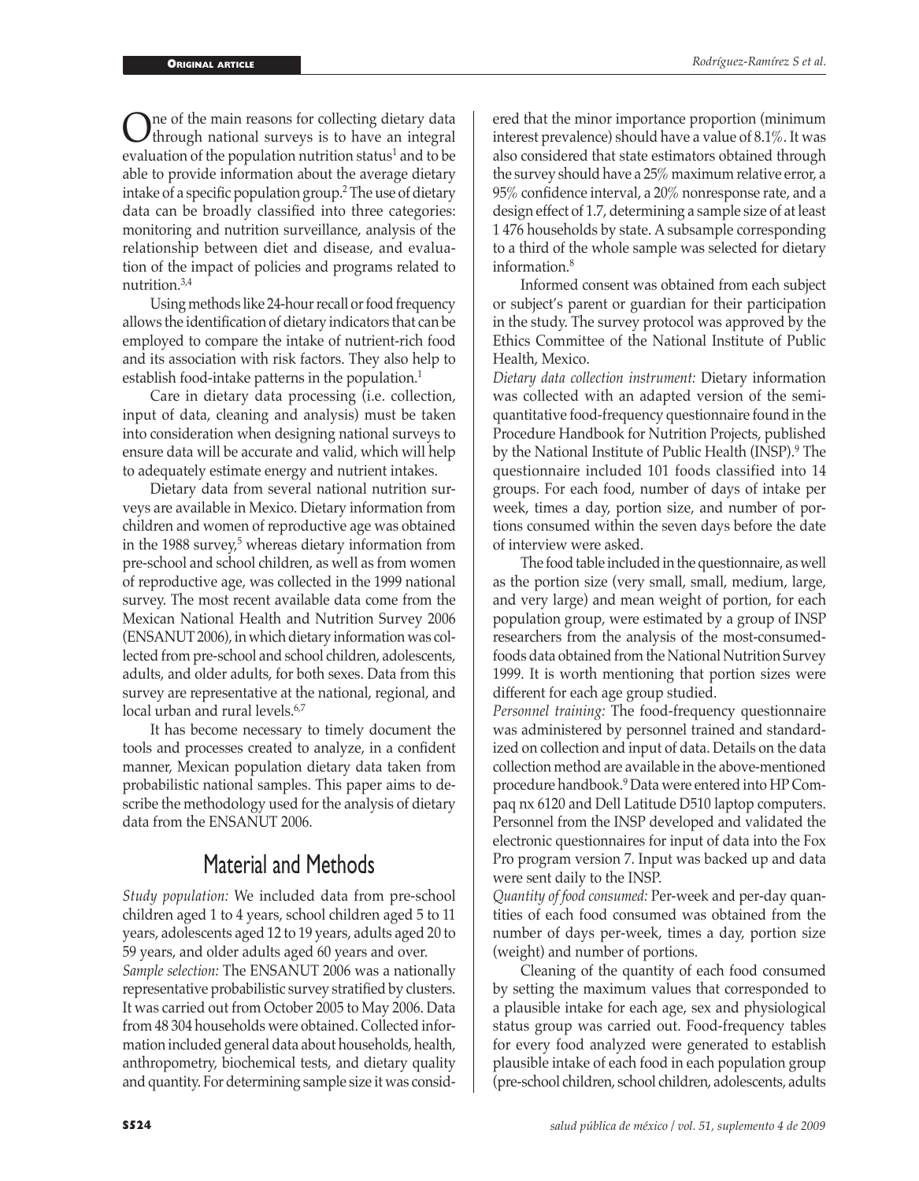One of the main reasons for collecting dietary data through national surveys is to have an integral evaluation of the population nutrition status[1] and to be able to provide information about the average dietary intake of a specific population group.[2] The use of dietary data can be broadly classified into three categories: monitoring and nutrition surveillance, analysis of the relationship between diet and disease, and evaluation of the impact of policies and programs related to nutrition.[3,4]

Using methods like 24-hour recall or food frequency allows the identification of dietary indicators that can be employed to compare the intake of nutrient-rich food and its association with risk factors. They also help to establish food-intake patterns in the population.[1]

Care in dietary data processing (i.e. collection, input of data, cleaning and analysis) must be taken into consideration when designing national surveys to ensure data will be accurate and valid, which will help to adequately estimate energy and nutrient intakes.

Dietary data from several national nutrition surveys are available in Mexico. Dietary information from children and women of reproductive age was obtained in the 1988 survey,[5] whereas dietary information from pre-school and school children, as well as from women of reproductive age, was collected in the 1999 national survey. The most recent available data come from the Mexican National Health and Nutrition Survey 2006 (ENSANUT 2006), in which dietary information was collected from pre-school and school children, adolescents, adults, and older adults, for both sexes. Data from this survey are representative at the national, regional, and local urban and rural levels.[6,7]

It has become necessary to timely document the tools and processes created to analyze, in a confident manner, Mexican population dietary data taken from probabilistic national samples. This paper aims to describe the methodology used for the analysis of dietary data from the ENSANUT 2006.

## Material and Methods

*Study population:* We included data from pre-school children aged 1 to 4 years, school children aged 5 to 11 years, adolescents aged 12 to 19 years, adults aged 20 to 59 years, and older adults aged 60 years and over.

*Sample selection:* The ENSANUT 2006 was a nationally representative probabilistic survey stratified by clusters. It was carried out from October 2005 to May 2006. Data from 48 304 households were obtained. Collected information included general data about households, health, anthropometry, biochemical tests, and dietary quality and quantity. For determining sample size it was considered that the minor importance proportion (minimum interest prevalence) should have a value of 8.1%. It was also considered that state estimators obtained through the survey should have a 25% maximum relative error, a 95% confidence interval, a 20% nonresponse rate, and a design effect of 1.7, determining a sample size of at least 1 476 households by state. A subsample corresponding to a third of the whole sample was selected for dietary information.[8]

Informed consent was obtained from each subject or subject's parent or guardian for their participation in the study. The survey protocol was approved by the Ethics Committee of the National Institute of Public Health, Mexico.

*Dietary data collection instrument:* Dietary information was collected with an adapted version of the semi-quantitative food-frequency questionnaire found in the Procedure Handbook for Nutrition Projects, published by the National Institute of Public Health (INSP).[9] The questionnaire included 101 foods classified into 14 groups. For each food, number of days of intake per week, times a day, portion size, and number of portions consumed within the seven days before the date of interview were asked.

The food table included in the questionnaire, as well as the portion size (very small, small, medium, large, and very large) and mean weight of portion, for each population group, were estimated by a group of INSP researchers from the analysis of the most-consumed-foods data obtained from the National Nutrition Survey 1999. It is worth mentioning that portion sizes were different for each age group studied.

*Personnel training:* The food-frequency questionnaire was administered by personnel trained and standardized on collection and input of data. Details on the data collection method are available in the above-mentioned procedure handbook.[9] Data were entered into HP Compaq nx 6120 and Dell Latitude D510 laptop computers. Personnel from the INSP developed and validated the electronic questionnaires for input of data into the Fox Pro program version 7. Input was backed up and data were sent daily to the INSP.

*Quantity of food consumed:* Per-week and per-day quantities of each food consumed was obtained from the number of days per-week, times a day, portion size (weight) and number of portions.

Cleaning of the quantity of each food consumed by setting the maximum values that corresponded to a plausible intake for each age, sex and physiological status group was carried out. Food-frequency tables for every food analyzed were generated to establish plausible intake of each food in each population group (pre-school children, school children, adolescents, adults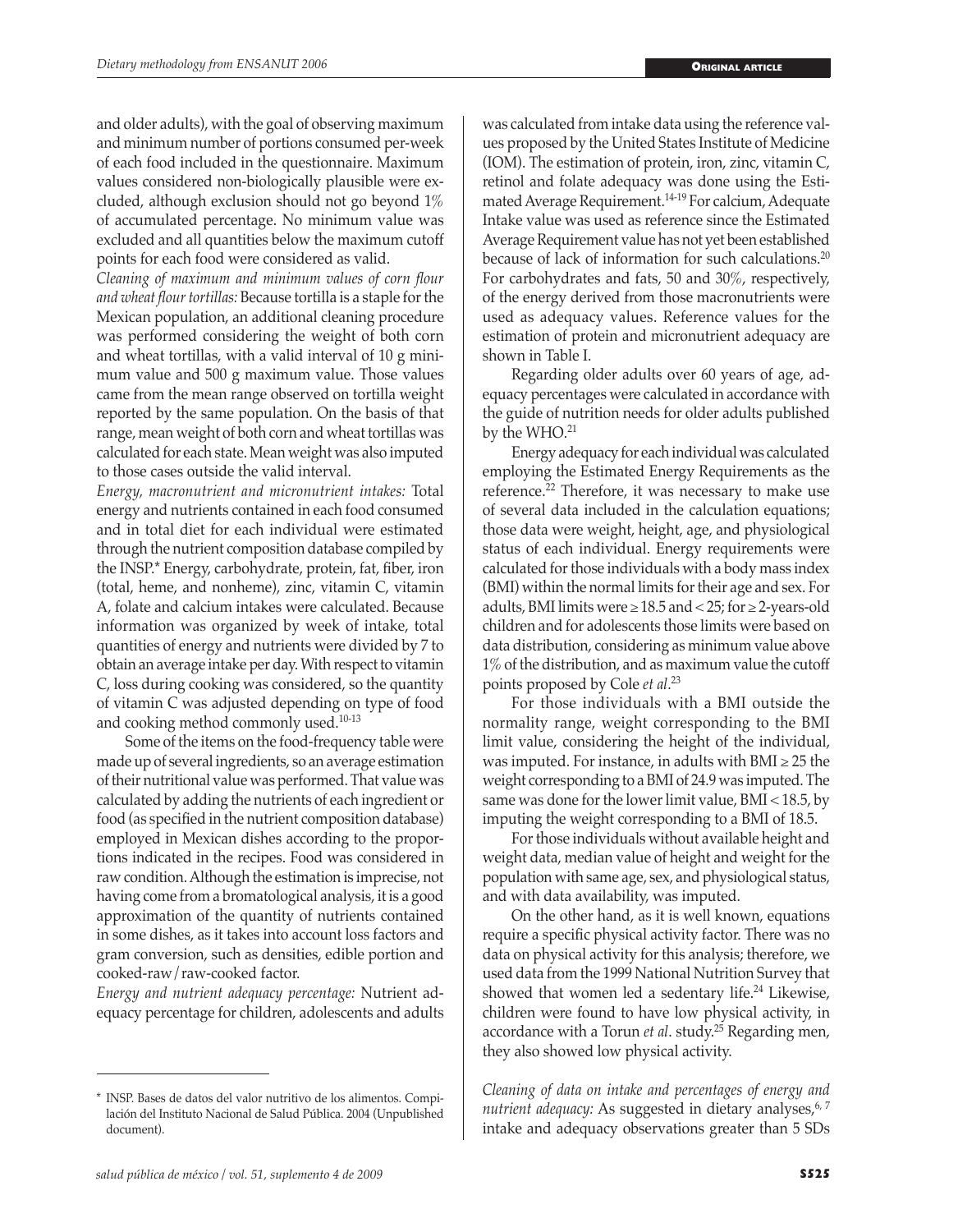and older adults), with the goal of observing maximum and minimum number of portions consumed per-week of each food included in the questionnaire. Maximum values considered non-biologically plausible were excluded, although exclusion should not go beyond 1% of accumulated percentage. No minimum value was excluded and all quantities below the maximum cutoff points for each food were considered as valid.

*Cleaning of maximum and minimum values of corn flour and wheat flour tortillas:* Because tortilla is a staple for the Mexican population, an additional cleaning procedure was performed considering the weight of both corn and wheat tortillas, with a valid interval of 10 g minimum value and 500 g maximum value. Those values came from the mean range observed on tortilla weight reported by the same population. On the basis of that range, mean weight of both corn and wheat tortillas was calculated for each state. Mean weight was also imputed to those cases outside the valid interval.

*Energy, macronutrient and micronutrient intakes:* Total energy and nutrients contained in each food consumed and in total diet for each individual were estimated through the nutrient composition database compiled by the INSP.* Energy, carbohydrate, protein, fat, fiber, iron (total, heme, and nonheme), zinc, vitamin C, vitamin A, folate and calcium intakes were calculated. Because information was organized by week of intake, total quantities of energy and nutrients were divided by 7 to obtain an average intake per day. With respect to vitamin C, loss during cooking was considered, so the quantity of vitamin C was adjusted depending on type of food and cooking method commonly used.[10-13]

Some of the items on the food-frequency table were made up of several ingredients, so an average estimation of their nutritional value was performed. That value was calculated by adding the nutrients of each ingredient or food (as specified in the nutrient composition database) employed in Mexican dishes according to the proportions indicated in the recipes. Food was considered in raw condition. Although the estimation is imprecise, not having come from a bromatological analysis, it is a good approximation of the quantity of nutrients contained in some dishes, as it takes into account loss factors and gram conversion, such as densities, edible portion and cooked-raw/raw-cooked factor.

*Energy and nutrient adequacy percentage:* Nutrient adequacy percentage for children, adolescents and adults was calculated from intake data using the reference values proposed by the United States Institute of Medicine (IOM). The estimation of protein, iron, zinc, vitamin C, retinol and folate adequacy was done using the Estimated Average Requirement.[14-19] For calcium, Adequate Intake value was used as reference since the Estimated Average Requirement value has not yet been established because of lack of information for such calculations.[20] For carbohydrates and fats, 50 and 30%, respectively, of the energy derived from those macronutrients were used as adequacy values. Reference values for the estimation of protein and micronutrient adequacy are shown in Table I.

Regarding older adults over 60 years of age, adequacy percentages were calculated in accordance with the guide of nutrition needs for older adults published by the WHO.[21]

Energy adequacy for each individual was calculated employing the Estimated Energy Requirements as the reference.[22] Therefore, it was necessary to make use of several data included in the calculation equations; those data were weight, height, age, and physiological status of each individual. Energy requirements were calculated for those individuals with a body mass index (BMI) within the normal limits for their age and sex. For adults, BMI limits were ≥ 18.5 and < 25; for ≥ 2-years-old children and for adolescents those limits were based on data distribution, considering as minimum value above 1% of the distribution, and as maximum value the cutoff points proposed by Cole *et al*.[23]

For those individuals with a BMI outside the normality range, weight corresponding to the BMI limit value, considering the height of the individual, was imputed. For instance, in adults with BMI ≥ 25 the weight corresponding to a BMI of 24.9 was imputed. The same was done for the lower limit value, BMI < 18.5, by imputing the weight corresponding to a BMI of 18.5.

For those individuals without available height and weight data, median value of height and weight for the population with same age, sex, and physiological status, and with data availability, was imputed.

On the other hand, as it is well known, equations require a specific physical activity factor. There was no data on physical activity for this analysis; therefore, we used data from the 1999 National Nutrition Survey that showed that women led a sedentary life.[24] Likewise, children were found to have low physical activity, in accordance with a Torun *et al*. study.[25] Regarding men, they also showed low physical activity.

*Cleaning of data on intake and percentages of energy and nutrient adequacy:* As suggested in dietary analyses,[6, 7] intake and adequacy observations greater than 5 SDs

\* INSP. Bases de datos del valor nutritivo de los alimentos. Compilación del Instituto Nacional de Salud Pública. 2004 (Unpublished document).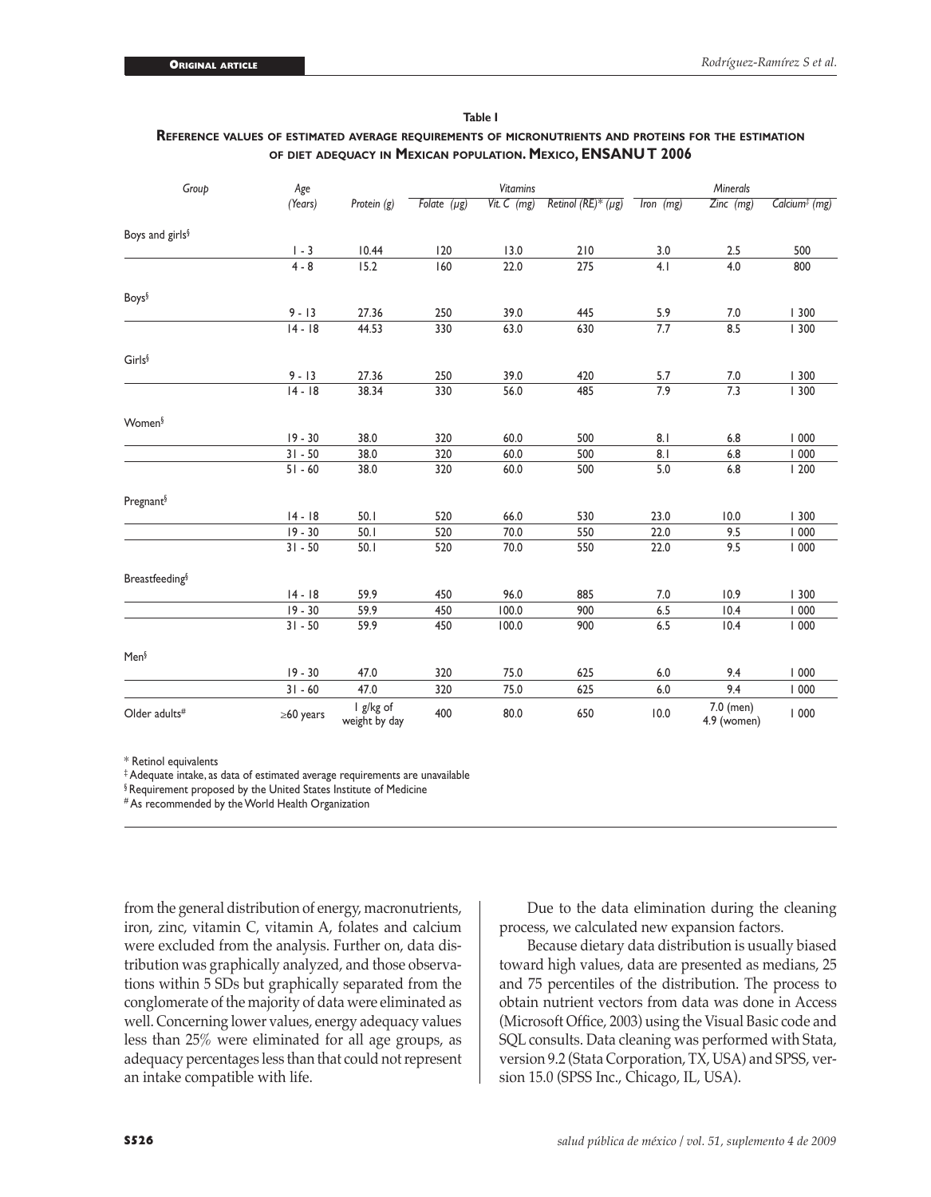**Table I**

**Reference values of estimated average requirements of micronutrients and proteins for the estimation of diet adequacy in Mexican population. Mexico, ENSANUT 2006**

| Group | Age (Years) | Protein (g) | Vitamins | | | Minerals | | |
|---|---|---|---|---|---|---|---|---|
| | | | Folate (μg) | Vit. C (mg) | Retinol (RE)* (μg) | Iron (mg) | Zinc (mg) | Calcium‡ (mg) |
| Boys and girls§ | | | | | | | | |
| | 1 - 3 | 10.44 | 120 | 13.0 | 210 | 3.0 | 2.5 | 500 |
| | 4 - 8 | 15.2 | 160 | 22.0 | 275 | 4.1 | 4.0 | 800 |
| Boys§ | | | | | | | | |
| | 9 - 13 | 27.36 | 250 | 39.0 | 445 | 5.9 | 7.0 | 1 300 |
| | 14 - 18 | 44.53 | 330 | 63.0 | 630 | 7.7 | 8.5 | 1 300 |
| Girls§ | | | | | | | | |
| | 9 - 13 | 27.36 | 250 | 39.0 | 420 | 5.7 | 7.0 | 1 300 |
| | 14 - 18 | 38.34 | 330 | 56.0 | 485 | 7.9 | 7.3 | 1 300 |
| Women§ | | | | | | | | |
| | 19 - 30 | 38.0 | 320 | 60.0 | 500 | 8.1 | 6.8 | 1 000 |
| | 31 - 50 | 38.0 | 320 | 60.0 | 500 | 8.1 | 6.8 | 1 000 |
| | 51 - 60 | 38.0 | 320 | 60.0 | 500 | 5.0 | 6.8 | 1 200 |
| Pregnant§ | | | | | | | | |
| | 14 - 18 | 50.1 | 520 | 66.0 | 530 | 23.0 | 10.0 | 1 300 |
| | 19 - 30 | 50.1 | 520 | 70.0 | 550 | 22.0 | 9.5 | 1 000 |
| | 31 - 50 | 50.1 | 520 | 70.0 | 550 | 22.0 | 9.5 | 1 000 |
| Breastfeeding§ | | | | | | | | |
| | 14 - 18 | 59.9 | 450 | 96.0 | 885 | 7.0 | 10.9 | 1 300 |
| | 19 - 30 | 59.9 | 450 | 100.0 | 900 | 6.5 | 10.4 | 1 000 |
| | 31 - 50 | 59.9 | 450 | 100.0 | 900 | 6.5 | 10.4 | 1 000 |
| Men§ | | | | | | | | |
| | 19 - 30 | 47.0 | 320 | 75.0 | 625 | 6.0 | 9.4 | 1 000 |
| | 31 - 60 | 47.0 | 320 | 75.0 | 625 | 6.0 | 9.4 | 1 000 |
| Older adults# | ≥60 years | 1 g/kg of weight by day | 400 | 80.0 | 650 | 10.0 | 7.0 (men) 4.9 (women) | 1 000 |

\* Retinol equivalents
‡ Adequate intake, as data of estimated average requirements are unavailable
§ Requirement proposed by the United States Institute of Medicine
# As recommended by the World Health Organization

from the general distribution of energy, macronutrients, iron, zinc, vitamin C, vitamin A, folates and calcium were excluded from the analysis. Further on, data distribution was graphically analyzed, and those observations within 5 SDs but graphically separated from the conglomerate of the majority of data were eliminated as well. Concerning lower values, energy adequacy values less than 25% were eliminated for all age groups, as adequacy percentages less than that could not represent an intake compatible with life.

Due to the data elimination during the cleaning process, we calculated new expansion factors.

Because dietary data distribution is usually biased toward high values, data are presented as medians, 25 and 75 percentiles of the distribution. The process to obtain nutrient vectors from data was done in Access (Microsoft Office, 2003) using the Visual Basic code and SQL consults. Data cleaning was performed with Stata, version 9.2 (Stata Corporation, TX, USA) and SPSS, version 15.0 (SPSS Inc., Chicago, IL, USA).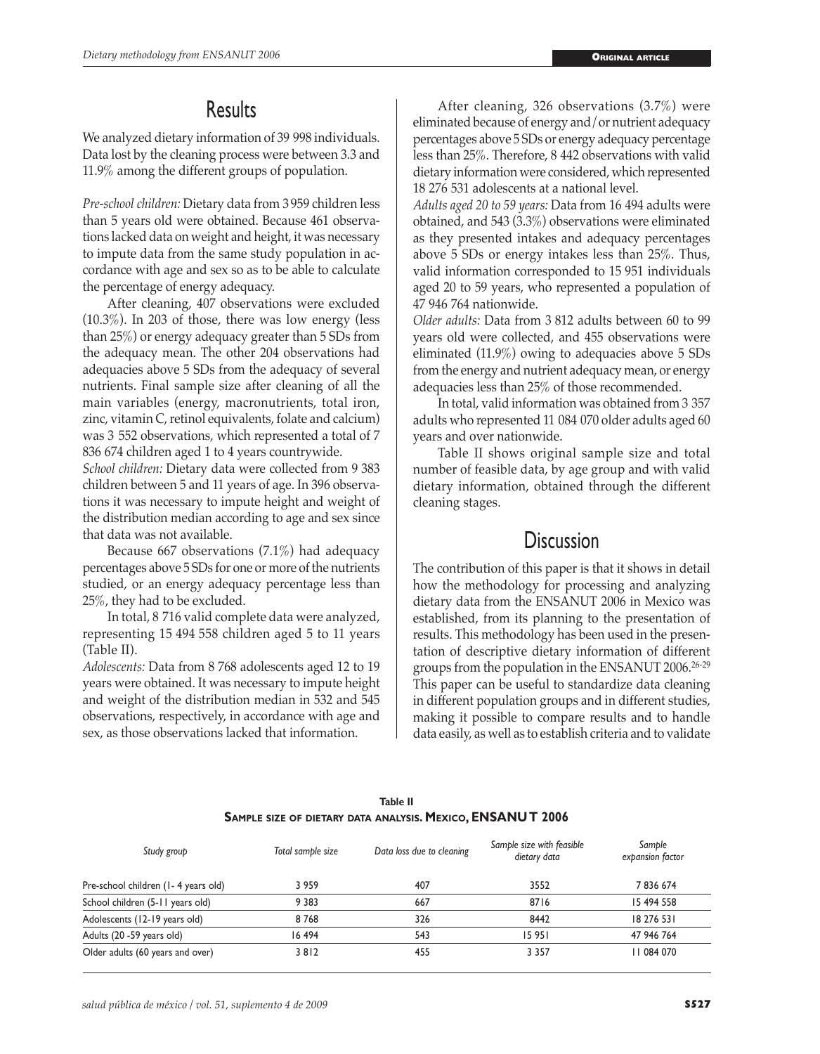## Results

We analyzed dietary information of 39 998 individuals. Data lost by the cleaning process were between 3.3 and 11.9% among the different groups of population.

*Pre-school children:* Dietary data from 3 959 children less than 5 years old were obtained. Because 461 observations lacked data on weight and height, it was necessary to impute data from the same study population in accordance with age and sex so as to be able to calculate the percentage of energy adequacy.

After cleaning, 407 observations were excluded (10.3%). In 203 of those, there was low energy (less than 25%) or energy adequacy greater than 5 SDs from the adequacy mean. The other 204 observations had adequacies above 5 SDs from the adequacy of several nutrients. Final sample size after cleaning of all the main variables (energy, macronutrients, total iron, zinc, vitamin C, retinol equivalents, folate and calcium) was 3 552 observations, which represented a total of 7 836 674 children aged 1 to 4 years countrywide.

*School children:* Dietary data were collected from 9 383 children between 5 and 11 years of age. In 396 observations it was necessary to impute height and weight of the distribution median according to age and sex since that data was not available.

Because 667 observations (7.1%) had adequacy percentages above 5 SDs for one or more of the nutrients studied, or an energy adequacy percentage less than 25%, they had to be excluded.

In total, 8 716 valid complete data were analyzed, representing 15 494 558 children aged 5 to 11 years (Table II).

*Adolescents:* Data from 8 768 adolescents aged 12 to 19 years were obtained. It was necessary to impute height and weight of the distribution median in 532 and 545 observations, respectively, in accordance with age and sex, as those observations lacked that information.

After cleaning, 326 observations (3.7%) were eliminated because of energy and/or nutrient adequacy percentages above 5 SDs or energy adequacy percentage less than 25%. Therefore, 8 442 observations with valid dietary information were considered, which represented 18 276 531 adolescents at a national level.

*Adults aged 20 to 59 years:* Data from 16 494 adults were obtained, and 543 (3.3%) observations were eliminated as they presented intakes and adequacy percentages above 5 SDs or energy intakes less than 25%. Thus, valid information corresponded to 15 951 individuals aged 20 to 59 years, who represented a population of 47 946 764 nationwide.

*Older adults:* Data from 3 812 adults between 60 to 99 years old were collected, and 455 observations were eliminated (11.9%) owing to adequacies above 5 SDs from the energy and nutrient adequacy mean, or energy adequacies less than 25% of those recommended.

In total, valid information was obtained from 3 357 adults who represented 11 084 070 older adults aged 60 years and over nationwide.

Table II shows original sample size and total number of feasible data, by age group and with valid dietary information, obtained through the different cleaning stages.

## Discussion

The contribution of this paper is that it shows in detail how the methodology for processing and analyzing dietary data from the ENSANUT 2006 in Mexico was established, from its planning to the presentation of results. This methodology has been used in the presentation of descriptive dietary information of different groups from the population in the ENSANUT 2006.[26-29] This paper can be useful to standardize data cleaning in different population groups and in different studies, making it possible to compare results and to handle data easily, as well as to establish criteria and to validate

**Table II**
**Sample size of dietary data analysis. Mexico, ENSANUT 2006**

| *Study group* | *Total sample size* | *Data loss due to cleaning* | *Sample size with feasible dietary data* | *Sample expansion factor* |
|---|---|---|---|---|
| Pre-school children (1- 4 years old) | 3 959 | 407 | 3552 | 7 836 674 |
| School children (5-11 years old) | 9 383 | 667 | 8716 | 15 494 558 |
| Adolescents (12-19 years old) | 8 768 | 326 | 8442 | 18 276 531 |
| Adults (20 -59 years old) | 16 494 | 543 | 15 951 | 47 946 764 |
| Older adults (60 years and over) | 3 812 | 455 | 3 357 | 11 084 070 |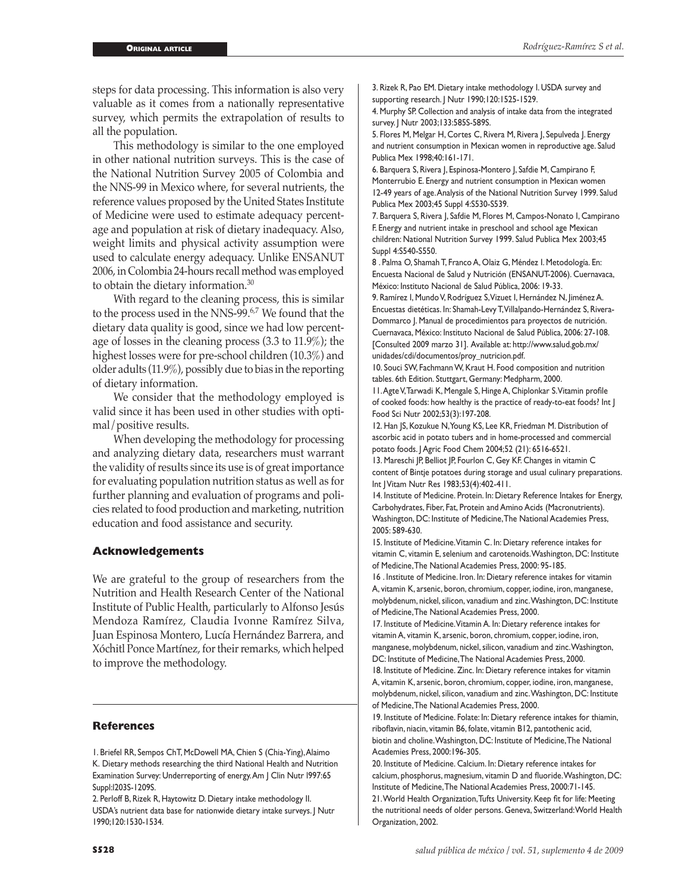steps for data processing. This information is also very valuable as it comes from a nationally representative survey, which permits the extrapolation of results to all the population.

This methodology is similar to the one employed in other national nutrition surveys. This is the case of the National Nutrition Survey 2005 of Colombia and the NNS-99 in Mexico where, for several nutrients, the reference values proposed by the United States Institute of Medicine were used to estimate adequacy percentage and population at risk of dietary inadequacy. Also, weight limits and physical activity assumption were used to calculate energy adequacy. Unlike ENSANUT 2006, in Colombia 24-hours recall method was employed to obtain the dietary information.[30]

With regard to the cleaning process, this is similar to the process used in the NNS-99.[6,7] We found that the dietary data quality is good, since we had low percentage of losses in the cleaning process (3.3 to 11.9%); the highest losses were for pre-school children (10.3%) and older adults (11.9%), possibly due to bias in the reporting of dietary information.

We consider that the methodology employed is valid since it has been used in other studies with optimal/positive results.

When developing the methodology for processing and analyzing dietary data, researchers must warrant the validity of results since its use is of great importance for evaluating population nutrition status as well as for further planning and evaluation of programs and policies related to food production and marketing, nutrition education and food assistance and security.

## Acknowledgements

We are grateful to the group of researchers from the Nutrition and Health Research Center of the National Institute of Public Health, particularly to Alfonso Jesús Mendoza Ramírez, Claudia Ivonne Ramírez Silva, Juan Espinosa Montero, Lucía Hernández Barrera, and Xóchitl Ponce Martínez, for their remarks, which helped to improve the methodology.

## References

1. Briefel RR, Sempos ChT, McDowell MA, Chien S (Chia-Ying), Alaimo K. Dietary methods researching the third National Health and Nutrition Examination Survey: Underreporting of energy. Am J Clin Nutr l997:65 Suppl:l203S-1209S.

2. Perloff B, Rizek R, Haytowitz D. Dietary intake methodology II. USDA's nutrient data base for nationwide dietary intake surveys. J Nutr 1990;120:1530-1534.

3. Rizek R, Pao EM. Dietary intake methodology I. USDA survey and supporting research. J Nutr 1990;120:1525-1529.

4. Murphy SP. Collection and analysis of intake data from the integrated survey. J Nutr 2003;133:585S-589S.

5. Flores M, Melgar H, Cortes C, Rivera M, Rivera J, Sepulveda J. Energy and nutrient consumption in Mexican women in reproductive age. Salud Publica Mex 1998;40:161-171.

6. Barquera S, Rivera J, Espinosa-Montero J, Safdie M, Campirano F, Monterrubio E. Energy and nutrient consumption in Mexican women 12-49 years of age. Analysis of the National Nutrition Survey 1999. Salud Publica Mex 2003;45 Suppl 4:S530-S539.

7. Barquera S, Rivera J, Safdie M, Flores M, Campos-Nonato I, Campirano F. Energy and nutrient intake in preschool and school age Mexican children: National Nutrition Survey 1999. Salud Publica Mex 2003;45 Suppl 4:S540-S550.

8 . Palma O, Shamah T, Franco A, Olaiz G, Méndez I. Metodología. En: Encuesta Nacional de Salud y Nutrición (ENSANUT-2006). Cuernavaca, México: Instituto Nacional de Salud Pública, 2006: 19-33.

9. Ramírez I, Mundo V, Rodríguez S, Vizuet I, Hernández N, Jiménez A. Encuestas dietéticas. In: Shamah-Levy T, Villalpando-Hernández S, Rivera-Dommarco J. Manual de procedimientos para proyectos de nutrición. Cuernavaca, México: Instituto Nacional de Salud Pública, 2006: 27-108. [Consulted 2009 marzo 31]. Available at: http://www.salud.gob.mx/unidades/cdi/documentos/proy_nutricion.pdf.

10. Souci SW, Fachmann W, Kraut H. Food composition and nutrition tables. 6th Edition. Stuttgart, Germany: Medpharm, 2000.

11. Agte V, Tarwadi K, Mengale S, Hinge A, Chiplonkar S. Vitamin profile of cooked foods: how healthy is the practice of ready-to-eat foods? Int J Food Sci Nutr 2002;53(3):197-208.

12. Han JS, Kozukue N, Young KS, Lee KR, Friedman M. Distribution of ascorbic acid in potato tubers and in home-processed and commercial potato foods. J Agric Food Chem 2004;52 (21): 6516-6521.

13. Mareschi JP, Belliot JP, Fourlon C, Gey KF. Changes in vitamin C content of Bintje potatoes during storage and usual culinary preparations. Int J Vitam Nutr Res 1983;53(4):402-411.

14. Institute of Medicine. Protein. In: Dietary Reference Intakes for Energy, Carbohydrates, Fiber, Fat, Protein and Amino Acids (Macronutrients). Washington, DC: Institute of Medicine, The National Academies Press, 2005: 589-630.

15. Institute of Medicine. Vitamin C. In: Dietary reference intakes for vitamin C, vitamin E, selenium and carotenoids. Washington, DC: Institute of Medicine, The National Academies Press, 2000: 95-185.

16 . Institute of Medicine. Iron. In: Dietary reference intakes for vitamin A, vitamin K, arsenic, boron, chromium, copper, iodine, iron, manganese, molybdenum, nickel, silicon, vanadium and zinc. Washington, DC: Institute of Medicine, The National Academies Press, 2000.

17. Institute of Medicine. Vitamin A. In: Dietary reference intakes for vitamin A, vitamin K, arsenic, boron, chromium, copper, iodine, iron, manganese, molybdenum, nickel, silicon, vanadium and zinc. Washington, DC: Institute of Medicine, The National Academies Press, 2000.

18. Institute of Medicine. Zinc. In: Dietary reference intakes for vitamin A, vitamin K, arsenic, boron, chromium, copper, iodine, iron, manganese, molybdenum, nickel, silicon, vanadium and zinc. Washington, DC: Institute of Medicine, The National Academies Press, 2000.

19. Institute of Medicine. Folate: In: Dietary reference intakes for thiamin, riboflavin, niacin, vitamin B6, folate, vitamin B12, pantothenic acid, biotin and choline. Washington, DC: Institute of Medicine, The National Academies Press, 2000:196-305.

20. Institute of Medicine. Calcium. In: Dietary reference intakes for calcium, phosphorus, magnesium, vitamin D and fluoride. Washington, DC: Institute of Medicine, The National Academies Press, 2000:71-145.

21. World Health Organization, Tufts University. Keep fit for life: Meeting the nutritional needs of older persons. Geneva, Switzerland: World Health Organization, 2002.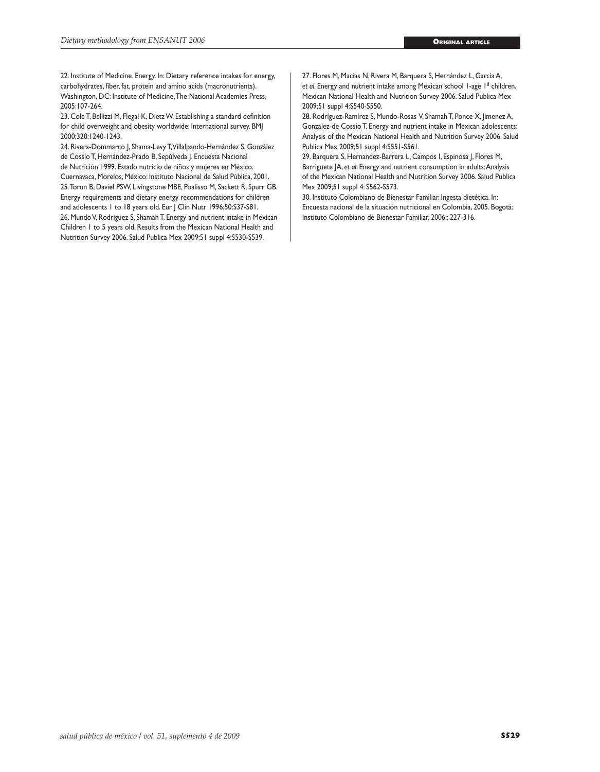22. Institute of Medicine. Energy. In: Dietary reference intakes for energy, carbohydrates, fiber, fat, protein and amino acids (macronutrients). Washington, DC: Institute of Medicine, The National Academies Press, 2005:107-264.

23. Cole T, Bellizzi M, Flegal K, Dietz W. Establishing a standard definition for child overweight and obesity worldwide: International survey. BMJ 2000;320:1240-1243.

24. Rivera-Dommarco J, Shama-Levy T, Villalpando-Hernández S, González de Cossío T, Hernández-Prado B, Sepúlveda J. Encuesta Nacional de Nutrición 1999. Estado nutricio de niños y mujeres en México. Cuernavaca, Morelos, México: Instituto Nacional de Salud Pública, 2001.

25. Torun B, Daviel PSW, Livingstone MBE, Poalisso M, Sackett R, Spurr GB. Energy requirements and dietary energy recommendations for children and adolescents 1 to 18 years old. Eur J Clin Nutr 1996;50:S37-S81.

26. Mundo V, Rodriguez S, Shamah T. Energy and nutrient intake in Mexican Children 1 to 5 years old. Results from the Mexican National Health and Nutrition Survey 2006. Salud Publica Mex 2009;51 suppl 4:S530-S539.

27. Flores M, Macías N, Rivera M, Barquera S, Hernández L, García A, *et al*. Energy and nutrient intake among Mexican school 1-age 1[d] children. Mexican National Health and Nutrition Survey 2006. Salud Publica Mex 2009;51 suppl 4:S540-S550.

28. Rodríguez-Ramírez S, Mundo-Rosas V, Shamah T, Ponce X, Jimenez A, Gonzalez-de Cossio T. Energy and nutrient intake in Mexican adolescents: Analysis of the Mexican National Health and Nutrition Survey 2006. Salud Publica Mex 2009;51 suppl 4:S551-S561.

29. Barquera S, Hernandez-Barrera L, Campos I, Espinosa J, Flores M, Barriguete JA, *et al*. Energy and nutrient consumption in adults: Analysis of the Mexican National Health and Nutrition Survey 2006. Salud Publica Mex 2009;51 suppl 4: S562-S573.

30. Instituto Colombiano de Bienestar Familiar. Ingesta dietética. In: Encuesta nacional de la situación nutricional en Colombia, 2005. Bogotá: Instituto Colombiano de Bienestar Familiar, 2006:; 227-316.